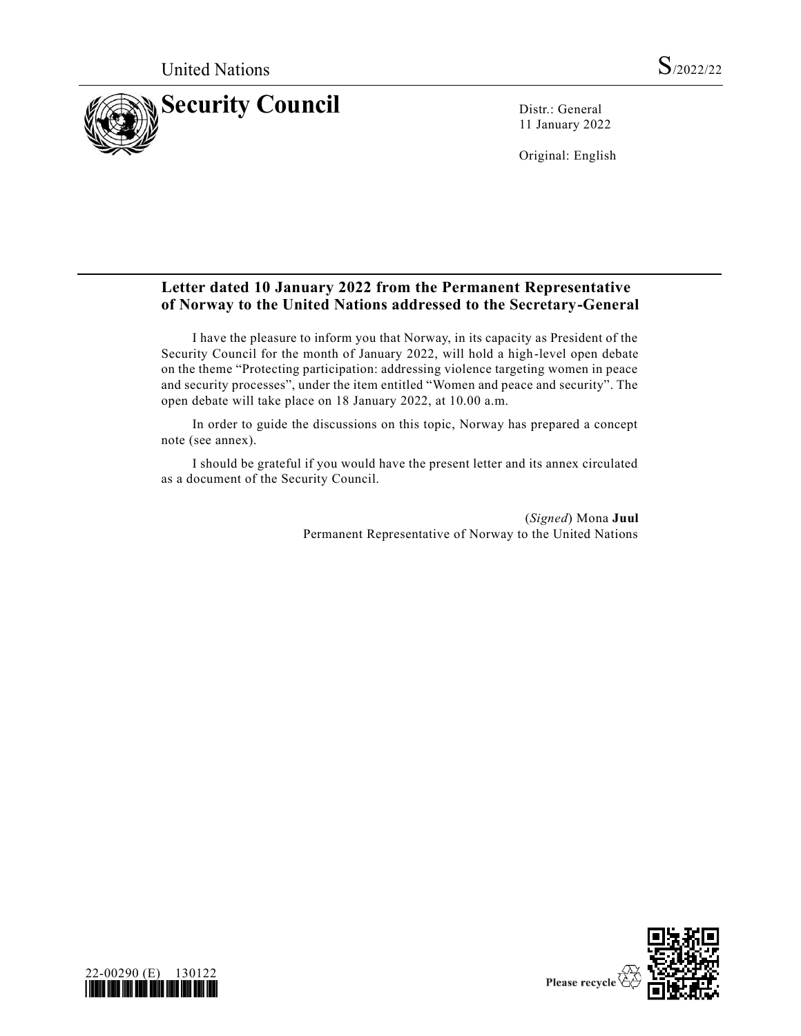United Nations S/2022/22

# Security Council

Distr.: General
11 January 2022

Original: English

## Letter dated 10 January 2022 from the Permanent Representative of Norway to the United Nations addressed to the Secretary-General

I have the pleasure to inform you that Norway, in its capacity as President of the Security Council for the month of January 2022, will hold a high-level open debate on the theme "Protecting participation: addressing violence targeting women in peace and security processes", under the item entitled "Women and peace and security". The open debate will take place on 18 January 2022, at 10.00 a.m.

In order to guide the discussions on this topic, Norway has prepared a concept note (see annex).

I should be grateful if you would have the present letter and its annex circulated as a document of the Security Council.

(*Signed*) Mona **Juul**
Permanent Representative of Norway to the United Nations

22-00290 (E) 130122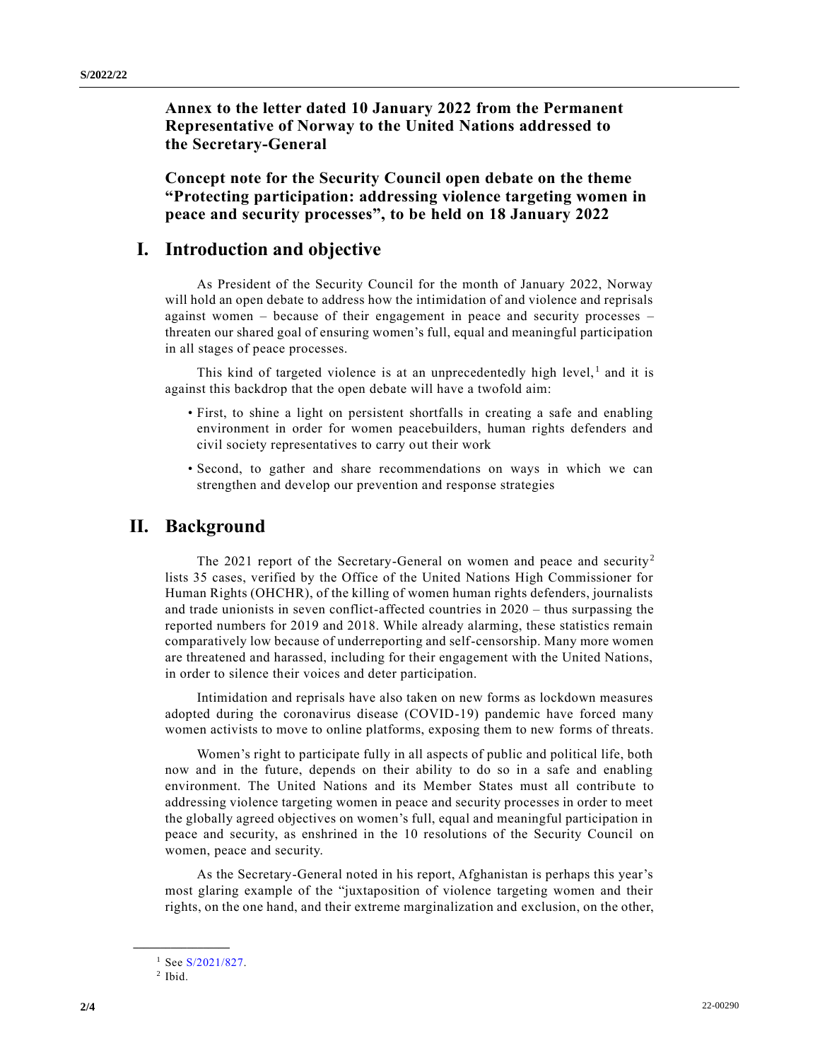**Annex to the letter dated 10 January 2022 from the Permanent Representative of Norway to the United Nations addressed to the Secretary-General**

**Concept note for the Security Council open debate on the theme "Protecting participation: addressing violence targeting women in peace and security processes", to be held on 18 January 2022**

# I. Introduction and objective

As President of the Security Council for the month of January 2022, Norway will hold an open debate to address how the intimidation of and violence and reprisals against women – because of their engagement in peace and security processes – threaten our shared goal of ensuring women's full, equal and meaningful participation in all stages of peace processes.

This kind of targeted violence is at an unprecedentedly high level,[1] and it is against this backdrop that the open debate will have a twofold aim:

- First, to shine a light on persistent shortfalls in creating a safe and enabling environment in order for women peacebuilders, human rights defenders and civil society representatives to carry out their work
- Second, to gather and share recommendations on ways in which we can strengthen and develop our prevention and response strategies

# II. Background

The 2021 report of the Secretary-General on women and peace and security[2] lists 35 cases, verified by the Office of the United Nations High Commissioner for Human Rights (OHCHR), of the killing of women human rights defenders, journalists and trade unionists in seven conflict-affected countries in 2020 – thus surpassing the reported numbers for 2019 and 2018. While already alarming, these statistics remain comparatively low because of underreporting and self-censorship. Many more women are threatened and harassed, including for their engagement with the United Nations, in order to silence their voices and deter participation.

Intimidation and reprisals have also taken on new forms as lockdown measures adopted during the coronavirus disease (COVID-19) pandemic have forced many women activists to move to online platforms, exposing them to new forms of threats.

Women's right to participate fully in all aspects of public and political life, both now and in the future, depends on their ability to do so in a safe and enabling environment. The United Nations and its Member States must all contribute to addressing violence targeting women in peace and security processes in order to meet the globally agreed objectives on women's full, equal and meaningful participation in peace and security, as enshrined in the 10 resolutions of the Security Council on women, peace and security.

As the Secretary-General noted in his report, Afghanistan is perhaps this year's most glaring example of the "juxtaposition of violence targeting women and their rights, on the one hand, and their extreme marginalization and exclusion, on the other,

---

[1] See S/2021/827.

[2] Ibid.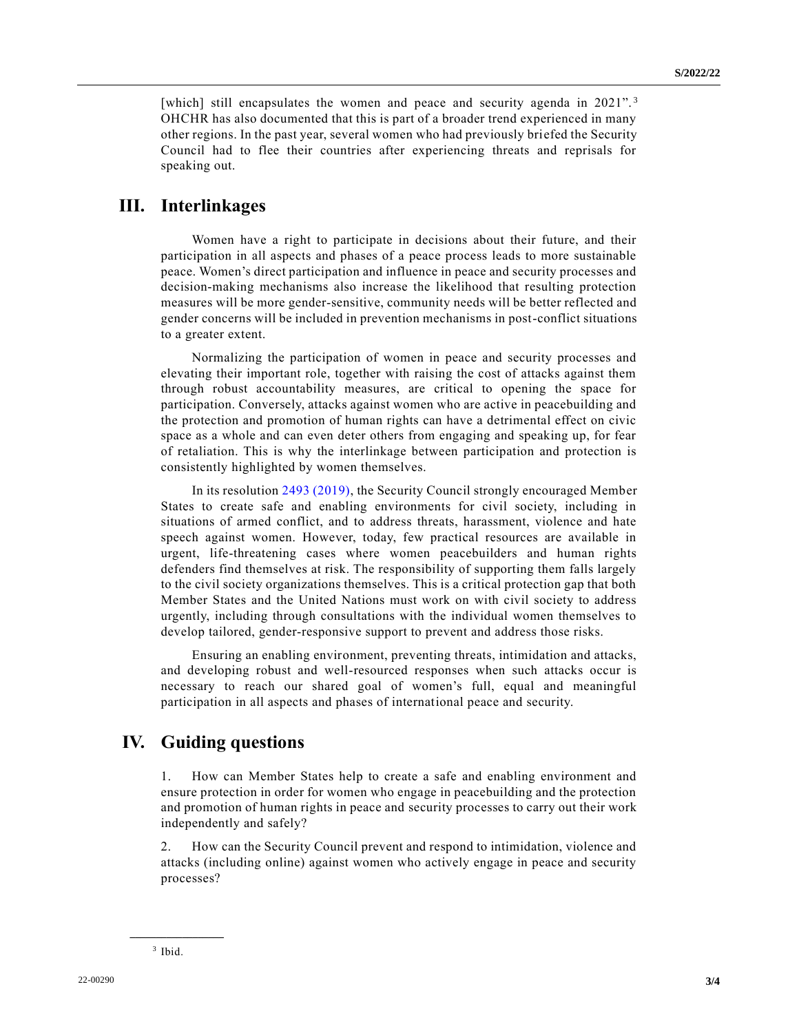[which] still encapsulates the women and peace and security agenda in 2021".[3] OHCHR has also documented that this is part of a broader trend experienced in many other regions. In the past year, several women who had previously briefed the Security Council had to flee their countries after experiencing threats and reprisals for speaking out.

## III. Interlinkages

Women have a right to participate in decisions about their future, and their participation in all aspects and phases of a peace process leads to more sustainable peace. Women's direct participation and influence in peace and security processes and decision-making mechanisms also increase the likelihood that resulting protection measures will be more gender-sensitive, community needs will be better reflected and gender concerns will be included in prevention mechanisms in post-conflict situations to a greater extent.

Normalizing the participation of women in peace and security processes and elevating their important role, together with raising the cost of attacks against them through robust accountability measures, are critical to opening the space for participation. Conversely, attacks against women who are active in peacebuilding and the protection and promotion of human rights can have a detrimental effect on civic space as a whole and can even deter others from engaging and speaking up, for fear of retaliation. This is why the interlinkage between participation and protection is consistently highlighted by women themselves.

In its resolution 2493 (2019), the Security Council strongly encouraged Member States to create safe and enabling environments for civil society, including in situations of armed conflict, and to address threats, harassment, violence and hate speech against women. However, today, few practical resources are available in urgent, life-threatening cases where women peacebuilders and human rights defenders find themselves at risk. The responsibility of supporting them falls largely to the civil society organizations themselves. This is a critical protection gap that both Member States and the United Nations must work on with civil society to address urgently, including through consultations with the individual women themselves to develop tailored, gender-responsive support to prevent and address those risks.

Ensuring an enabling environment, preventing threats, intimidation and attacks, and developing robust and well-resourced responses when such attacks occur is necessary to reach our shared goal of women's full, equal and meaningful participation in all aspects and phases of international peace and security.

## IV. Guiding questions

1. How can Member States help to create a safe and enabling environment and ensure protection in order for women who engage in peacebuilding and the protection and promotion of human rights in peace and security processes to carry out their work independently and safely?

2. How can the Security Council prevent and respond to intimidation, violence and attacks (including online) against women who actively engage in peace and security processes?

---

[3] Ibid.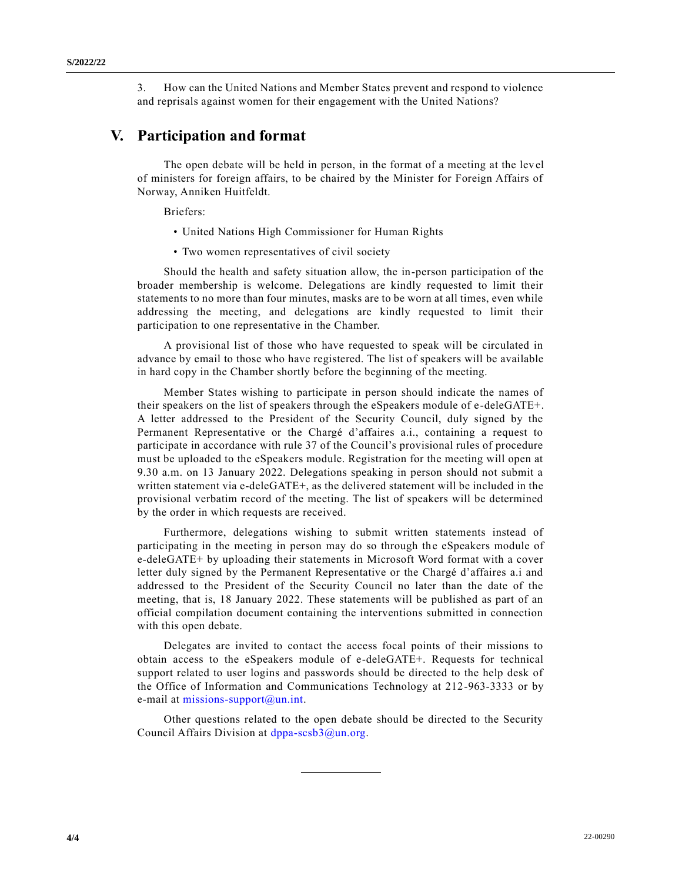3. How can the United Nations and Member States prevent and respond to violence and reprisals against women for their engagement with the United Nations?

## V. Participation and format

The open debate will be held in person, in the format of a meeting at the level of ministers for foreign affairs, to be chaired by the Minister for Foreign Affairs of Norway, Anniken Huitfeldt.

Briefers:

- United Nations High Commissioner for Human Rights
- Two women representatives of civil society

Should the health and safety situation allow, the in-person participation of the broader membership is welcome. Delegations are kindly requested to limit their statements to no more than four minutes, masks are to be worn at all times, even while addressing the meeting, and delegations are kindly requested to limit their participation to one representative in the Chamber.

A provisional list of those who have requested to speak will be circulated in advance by email to those who have registered. The list of speakers will be available in hard copy in the Chamber shortly before the beginning of the meeting.

Member States wishing to participate in person should indicate the names of their speakers on the list of speakers through the eSpeakers module of e-deleGATE+. A letter addressed to the President of the Security Council, duly signed by the Permanent Representative or the Chargé d'affaires a.i., containing a request to participate in accordance with rule 37 of the Council's provisional rules of procedure must be uploaded to the eSpeakers module. Registration for the meeting will open at 9.30 a.m. on 13 January 2022. Delegations speaking in person should not submit a written statement via e-deleGATE+, as the delivered statement will be included in the provisional verbatim record of the meeting. The list of speakers will be determined by the order in which requests are received.

Furthermore, delegations wishing to submit written statements instead of participating in the meeting in person may do so through the eSpeakers module of e-deleGATE+ by uploading their statements in Microsoft Word format with a cover letter duly signed by the Permanent Representative or the Chargé d'affaires a.i and addressed to the President of the Security Council no later than the date of the meeting, that is, 18 January 2022. These statements will be published as part of an official compilation document containing the interventions submitted in connection with this open debate.

Delegates are invited to contact the access focal points of their missions to obtain access to the eSpeakers module of e-deleGATE+. Requests for technical support related to user logins and passwords should be directed to the help desk of the Office of Information and Communications Technology at 212-963-3333 or by e-mail at missions-support@un.int.

Other questions related to the open debate should be directed to the Security Council Affairs Division at dppa-scsb3@un.org.